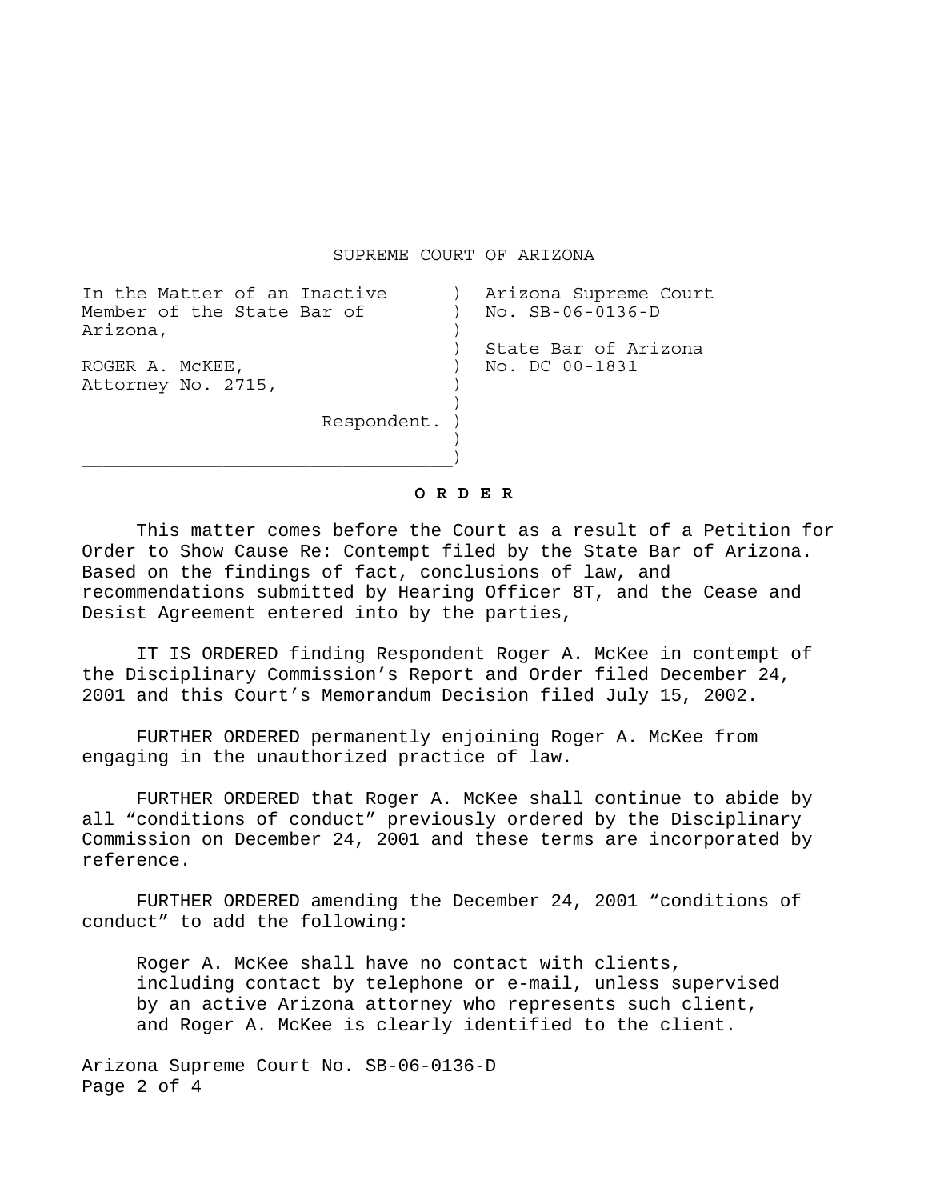SUPREME COURT OF ARIZONA

| | |
|---|---|
| In the Matter of an Inactive Member of the State Bar of Arizona,<br><br>ROGER A. McKEE,<br>Attorney No. 2715,<br><br>Respondent. | Arizona Supreme Court No. SB-06-0136-D<br><br>State Bar of Arizona No. DC 00-1831 |

**O R D E R**

This matter comes before the Court as a result of a Petition for Order to Show Cause Re: Contempt filed by the State Bar of Arizona. Based on the findings of fact, conclusions of law, and recommendations submitted by Hearing Officer 8T, and the Cease and Desist Agreement entered into by the parties,

IT IS ORDERED finding Respondent Roger A. McKee in contempt of the Disciplinary Commission's Report and Order filed December 24, 2001 and this Court's Memorandum Decision filed July 15, 2002.

FURTHER ORDERED permanently enjoining Roger A. McKee from engaging in the unauthorized practice of law.

FURTHER ORDERED that Roger A. McKee shall continue to abide by all "conditions of conduct" previously ordered by the Disciplinary Commission on December 24, 2001 and these terms are incorporated by reference.

FURTHER ORDERED amending the December 24, 2001 "conditions of conduct" to add the following:

> Roger A. McKee shall have no contact with clients, including contact by telephone or e-mail, unless supervised by an active Arizona attorney who represents such client, and Roger A. McKee is clearly identified to the client.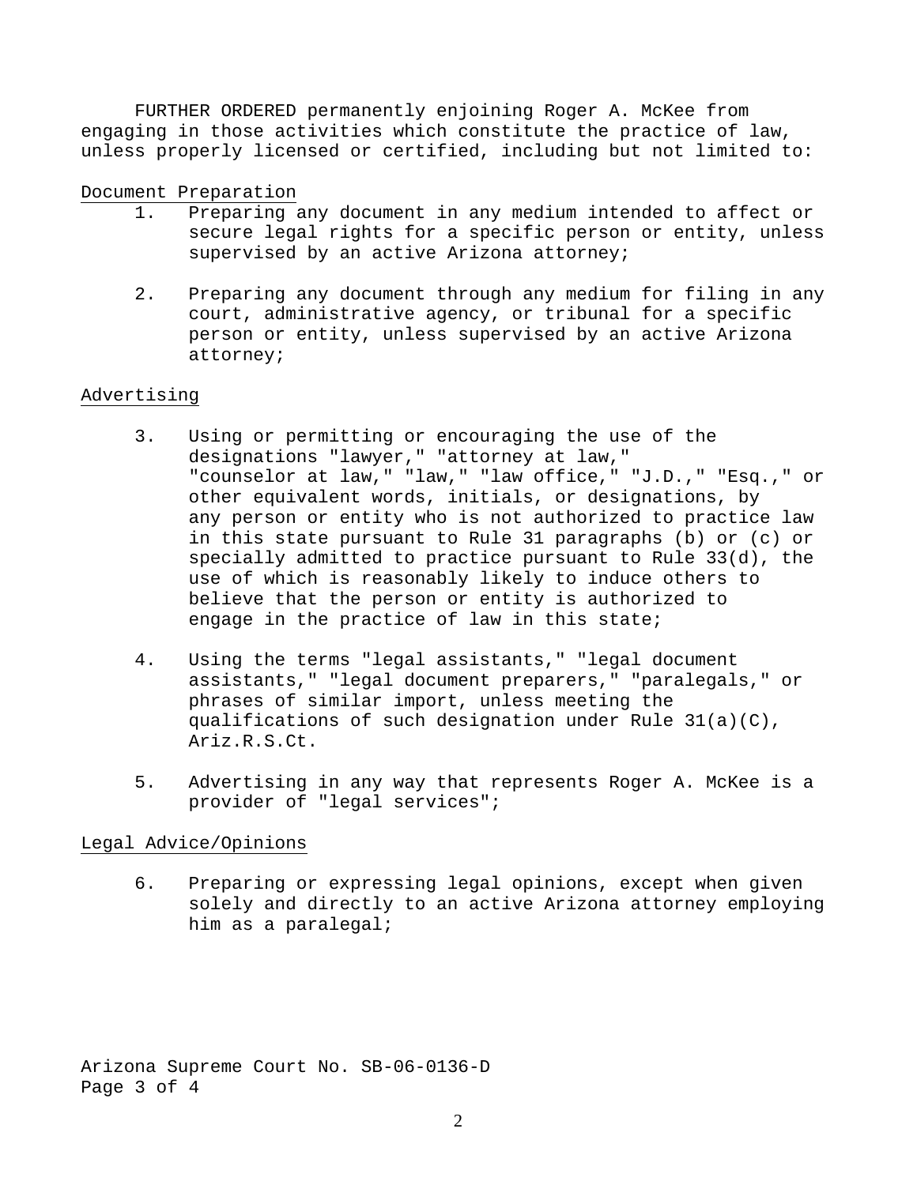FURTHER ORDERED permanently enjoining Roger A. McKee from engaging in those activities which constitute the practice of law, unless properly licensed or certified, including but not limited to:

Document Preparation

1. Preparing any document in any medium intended to affect or secure legal rights for a specific person or entity, unless supervised by an active Arizona attorney;

2. Preparing any document through any medium for filing in any court, administrative agency, or tribunal for a specific person or entity, unless supervised by an active Arizona attorney;

Advertising

3. Using or permitting or encouraging the use of the designations "lawyer," "attorney at law," "counselor at law," "law," "law office," "J.D.," "Esq.," or other equivalent words, initials, or designations, by any person or entity who is not authorized to practice law in this state pursuant to Rule 31 paragraphs (b) or (c) or specially admitted to practice pursuant to Rule 33(d), the use of which is reasonably likely to induce others to believe that the person or entity is authorized to engage in the practice of law in this state;

4. Using the terms "legal assistants," "legal document assistants," "legal document preparers," "paralegals," or phrases of similar import, unless meeting the qualifications of such designation under Rule 31(a)(C), Ariz.R.S.Ct.

5. Advertising in any way that represents Roger A. McKee is a provider of "legal services";

Legal Advice/Opinions

6. Preparing or expressing legal opinions, except when given solely and directly to an active Arizona attorney employing him as a paralegal;

Arizona Supreme Court No. SB-06-0136-D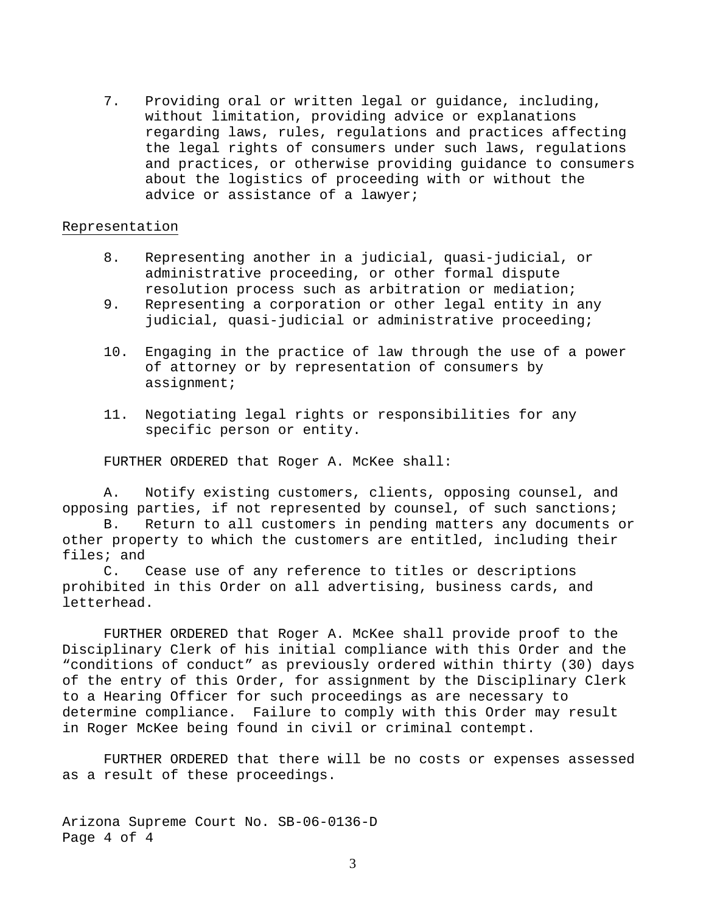7. Providing oral or written legal or guidance, including, without limitation, providing advice or explanations regarding laws, rules, regulations and practices affecting the legal rights of consumers under such laws, regulations and practices, or otherwise providing guidance to consumers about the logistics of proceeding with or without the advice or assistance of a lawyer;

Representation

8. Representing another in a judicial, quasi-judicial, or administrative proceeding, or other formal dispute resolution process such as arbitration or mediation;
9. Representing a corporation or other legal entity in any judicial, quasi-judicial or administrative proceeding;
10. Engaging in the practice of law through the use of a power of attorney or by representation of consumers by assignment;
11. Negotiating legal rights or responsibilities for any specific person or entity.

FURTHER ORDERED that Roger A. McKee shall:

A. Notify existing customers, clients, opposing counsel, and opposing parties, if not represented by counsel, of such sanctions;
B. Return to all customers in pending matters any documents or other property to which the customers are entitled, including their files; and
C. Cease use of any reference to titles or descriptions prohibited in this Order on all advertising, business cards, and letterhead.

FURTHER ORDERED that Roger A. McKee shall provide proof to the Disciplinary Clerk of his initial compliance with this Order and the "conditions of conduct" as previously ordered within thirty (30) days of the entry of this Order, for assignment by the Disciplinary Clerk to a Hearing Officer for such proceedings as are necessary to determine compliance. Failure to comply with this Order may result in Roger McKee being found in civil or criminal contempt.

FURTHER ORDERED that there will be no costs or expenses assessed as a result of these proceedings.

Arizona Supreme Court No. SB-06-0136-D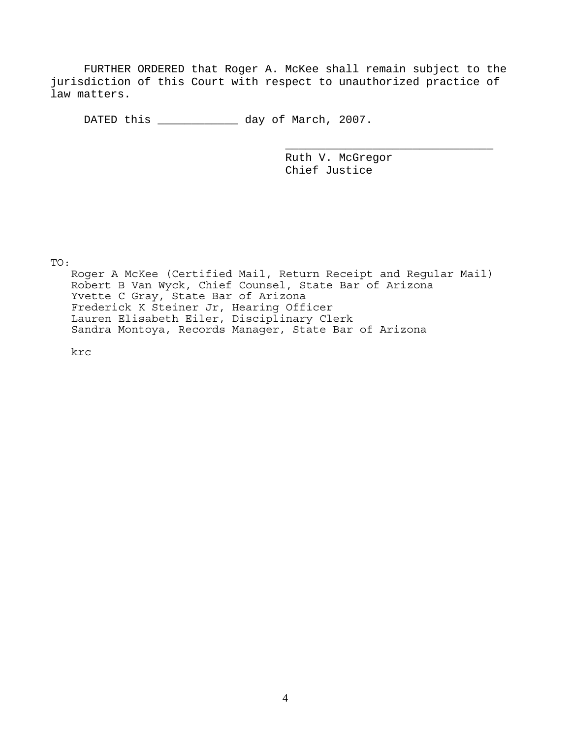FURTHER ORDERED that Roger A. McKee shall remain subject to the jurisdiction of this Court with respect to unauthorized practice of law matters.

DATED this ____________ day of March, 2007.

_______________________________
Ruth V. McGregor
Chief Justice

TO:

Roger A McKee (Certified Mail, Return Receipt and Regular Mail)
Robert B Van Wyck, Chief Counsel, State Bar of Arizona
Yvette C Gray, State Bar of Arizona
Frederick K Steiner Jr, Hearing Officer
Lauren Elisabeth Eiler, Disciplinary Clerk
Sandra Montoya, Records Manager, State Bar of Arizona

krc